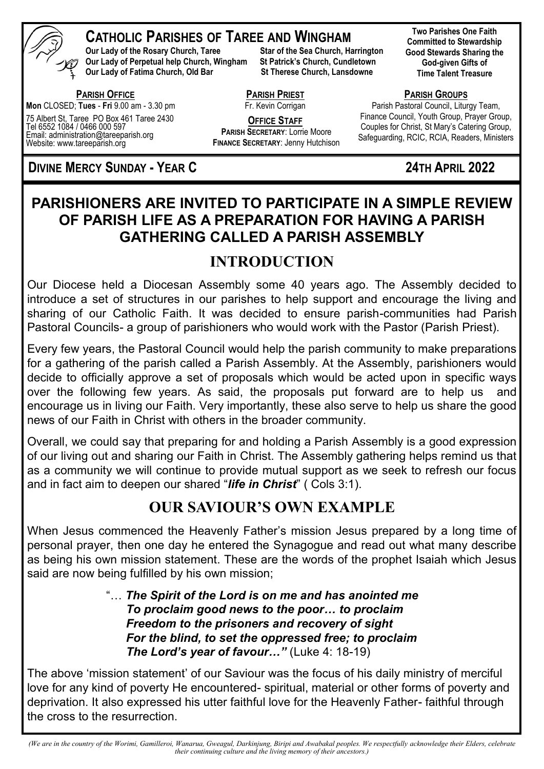# Catholic Parishes of Taree and Wingham

**Our Lady of the Rosary Church, Taree**
**Our Lady of Perpetual help Church, Wingham**
**Our Lady of Fatima Church, Old Bar**
**Star of the Sea Church, Harrington**
**St Patrick's Church, Cundletown**
**St Therese Church, Lansdowne**

**Two Parishes One Faith**
**Committed to Stewardship**
**Good Stewards Sharing the God-given Gifts of Time Talent Treasure**

**PARISH OFFICE**
**Mon** CLOSED; **Tues** - **Fri** 9.00 am - 3.30 pm
75 Albert St, Taree PO Box 461 Taree 2430
Tel 6552 1084 / 0466 000 597
Email: administration@tareeparish.org
Website: www.tareeparish.org

**PARISH PRIEST**
Fr. Kevin Corrigan

**OFFICE STAFF**
**PARISH SECRETARY**: Lorrie Moore
**FINANCE SECRETARY**: Jenny Hutchison

**PARISH GROUPS**
Parish Pastoral Council, Liturgy Team, Finance Council, Youth Group, Prayer Group, Couples for Christ, St Mary's Catering Group, Safeguarding, RCIC, RCIA, Readers, Ministers

**DIVINE MERCY SUNDAY - YEAR C** **24TH APRIL 2022**

## PARISHIONERS ARE INVITED TO PARTICIPATE IN A SIMPLE REVIEW OF PARISH LIFE AS A PREPARATION FOR HAVING A PARISH GATHERING CALLED A PARISH ASSEMBLY

## INTRODUCTION

Our Diocese held a Diocesan Assembly some 40 years ago. The Assembly decided to introduce a set of structures in our parishes to help support and encourage the living and sharing of our Catholic Faith. It was decided to ensure parish-communities had Parish Pastoral Councils- a group of parishioners who would work with the Pastor (Parish Priest).

Every few years, the Pastoral Council would help the parish community to make preparations for a gathering of the parish called a Parish Assembly. At the Assembly, parishioners would decide to officially approve a set of proposals which would be acted upon in specific ways over the following few years. As said, the proposals put forward are to help us and encourage us in living our Faith. Very importantly, these also serve to help us share the good news of our Faith in Christ with others in the broader community.

Overall, we could say that preparing for and holding a Parish Assembly is a good expression of our living out and sharing our Faith in Christ. The Assembly gathering helps remind us that as a community we will continue to provide mutual support as we seek to refresh our focus and in fact aim to deepen our shared "***life in Christ***" ( Cols 3:1).

## OUR SAVIOUR'S OWN EXAMPLE

When Jesus commenced the Heavenly Father's mission Jesus prepared by a long time of personal prayer, then one day he entered the Synagogue and read out what many describe as being his own mission statement. These are the words of the prophet Isaiah which Jesus said are now being fulfilled by his own mission;

> "… ***The Spirit of the Lord is on me and has anointed me***
> ***To proclaim good news to the poor… to proclaim***
> ***Freedom to the prisoners and recovery of sight***
> ***For the blind, to set the oppressed free; to proclaim***
> ***The Lord's year of favour…"*** (Luke 4: 18-19)

The above 'mission statement' of our Saviour was the focus of his daily ministry of merciful love for any kind of poverty He encountered- spiritual, material or other forms of poverty and deprivation. It also expressed his utter faithful love for the Heavenly Father- faithful through the cross to the resurrection.

*(We are in the country of the Worimi, Gamilleroi, Wanarua, Gweagul, Darkinjung, Biripi and Awabakal peoples. We respectfully acknowledge their Elders, celebrate their continuing culture and the living memory of their ancestors.)*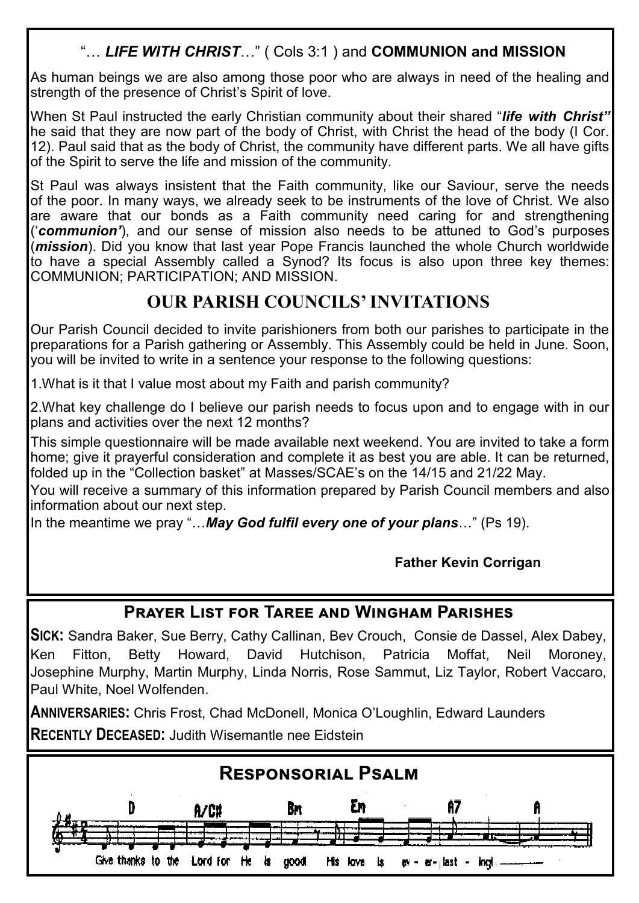## "… *LIFE WITH CHRIST*…" ( Cols 3:1 ) and **COMMUNION and MISSION**

As human beings we are also among those poor who are always in need of the healing and strength of the presence of Christ's Spirit of love.

When St Paul instructed the early Christian community about their shared "***life with Christ"*** he said that they are now part of the body of Christ, with Christ the head of the body (I Cor. 12). Paul said that as the body of Christ, the community have different parts. We all have gifts of the Spirit to serve the life and mission of the community.

St Paul was always insistent that the Faith community, like our Saviour, serve the needs of the poor. In many ways, we already seek to be instruments of the love of Christ. We also are aware that our bonds as a Faith community need caring for and strengthening ('***communion'***), and our sense of mission also needs to be attuned to God's purposes (***mission***). Did you know that last year Pope Francis launched the whole Church worldwide to have a special Assembly called a Synod? Its focus is also upon three key themes: COMMUNION; PARTICIPATION; AND MISSION.

## OUR PARISH COUNCILS' INVITATIONS

Our Parish Council decided to invite parishioners from both our parishes to participate in the preparations for a Parish gathering or Assembly. This Assembly could be held in June. Soon, you will be invited to write in a sentence your response to the following questions:

1.What is it that I value most about my Faith and parish community?

2.What key challenge do I believe our parish needs to focus upon and to engage with in our plans and activities over the next 12 months?

This simple questionnaire will be made available next weekend. You are invited to take a form home; give it prayerful consideration and complete it as best you are able. It can be returned, folded up in the "Collection basket" at Masses/SCAE's on the 14/15 and 21/22 May.

You will receive a summary of this information prepared by Parish Council members and also information about our next step.

In the meantime we pray "…***May God fulfil every one of your plans***…" (Ps 19).

**Father Kevin Corrigan**

## Prayer List for Taree and Wingham Parishes

**SICK:** Sandra Baker, Sue Berry, Cathy Callinan, Bev Crouch, Consie de Dassel, Alex Dabey, Ken Fitton, Betty Howard, David Hutchison, Patricia Moffat, Neil Moroney, Josephine Murphy, Martin Murphy, Linda Norris, Rose Sammut, Liz Taylor, Robert Vaccaro, Paul White, Noel Wolfenden.

**ANNIVERSARIES:** Chris Frost, Chad McDonell, Monica O'Loughlin, Edward Launders

**RECENTLY DECEASED:** Judith Wisemantle nee Eidstein

## Responsorial Psalm

D A/C# Bm Em A7 A

Give thanks to the Lord for He is good! His love is ev - er - last - ing!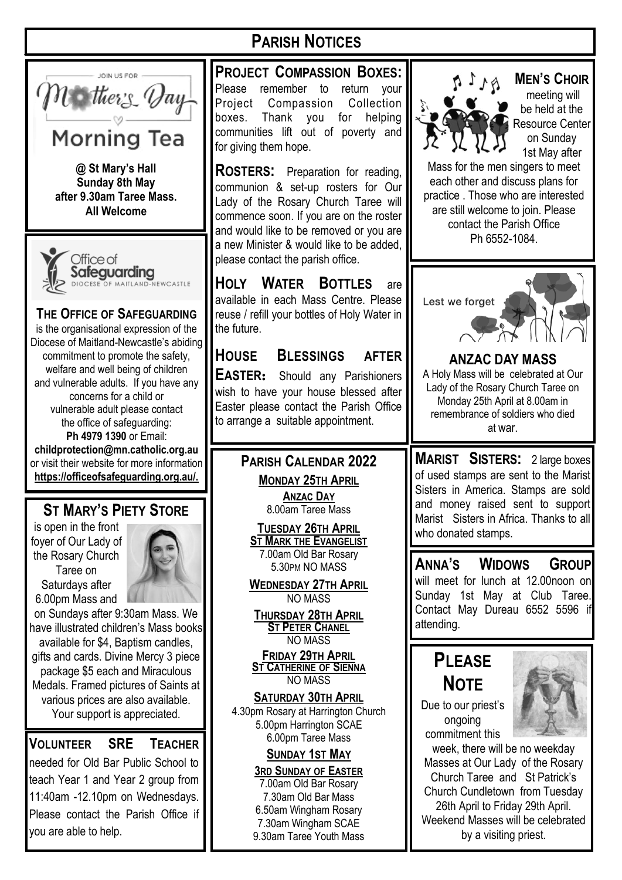# PARISH NOTICES

JOIN US FOR

Mother's Day

Morning Tea

**@ St Mary's Hall**
**Sunday 8th May**
**after 9.30am Taree Mass.**
**All Welcome**

Office of Safeguarding
DIOCESE OF MAITLAND-NEWCASTLE

## THE OFFICE OF SAFEGUARDING

is the organisational expression of the Diocese of Maitland-Newcastle's abiding commitment to promote the safety, welfare and well being of children and vulnerable adults. If you have any concerns for a child or vulnerable adult please contact the office of safeguarding: **Ph 4979 1390** or Email: **childprotection@mn.catholic.org.au** or visit their website for more information **https://officeofsafeguarding.org.au/.**

## ST MARY'S PIETY STORE

is open in the front foyer of Our Lady of the Rosary Church Taree on Saturdays after 6.00pm Mass and on Sundays after 9:30am Mass. We have illustrated children's Mass books available for $4, Baptism candles, gifts and cards. Divine Mercy 3 piece package $5 each and Miraculous Medals. Framed pictures of Saints at various prices are also available. Your support is appreciated.

**VOLUNTEER SRE TEACHER** needed for Old Bar Public School to teach Year 1 and Year 2 group from 11:40am -12.10pm on Wednesdays. Please contact the Parish Office if you are able to help.

**PROJECT COMPASSION BOXES:** Please remember to return your Project Compassion Collection boxes. Thank you for helping communities lift out of poverty and for giving them hope.

**ROSTERS:** Preparation for reading, communion & set-up rosters for Our Lady of the Rosary Church Taree will commence soon. If you are on the roster and would like to be removed or you are a new Minister & would like to be added, please contact the parish office.

**HOLY WATER BOTTLES** are available in each Mass Centre. Please reuse / refill your bottles of Holy Water in the future.

**HOUSE BLESSINGS AFTER EASTER:** Should any Parishioners wish to have your house blessed after Easter please contact the Parish Office to arrange a suitable appointment.

## PARISH CALENDAR 2022

**MONDAY 25TH APRIL**
**ANZAC DAY**
8.00am Taree Mass

**TUESDAY 26TH APRIL**
**ST MARK THE EVANGELIST**
7.00am Old Bar Rosary
5.30PM NO MASS

**WEDNESDAY 27TH APRIL**
NO MASS

**THURSDAY 28TH APRIL**
**ST PETER CHANEL**
NO MASS

**FRIDAY 29TH APRIL**
**ST CATHERINE OF SIENNA**
NO MASS

**SATURDAY 30TH APRIL**
4.30pm Rosary at Harrington Church
5.00pm Harrington SCAE
6.00pm Taree Mass

**SUNDAY 1ST MAY**
**3RD SUNDAY OF EASTER**
7.00am Old Bar Rosary
7.30am Old Bar Mass
6.50am Wingham Rosary
7.30am Wingham SCAE
9.30am Taree Youth Mass

**MEN'S CHOIR** meeting will be held at the Resource Center on Sunday 1st May after Mass for the men singers to meet each other and discuss plans for practice . Those who are interested are still welcome to join. Please contact the Parish Office Ph 6552-1084.

Lest we forget

## ANZAC DAY MASS

A Holy Mass will be celebrated at Our Lady of the Rosary Church Taree on Monday 25th April at 8.00am in remembrance of soldiers who died at war.

**MARIST SISTERS:** 2 large boxes of used stamps are sent to the Marist Sisters in America. Stamps are sold and money raised sent to support Marist Sisters in Africa. Thanks to all who donated stamps.

**ANNA'S WIDOWS GROUP** will meet for lunch at 12.00noon on Sunday 1st May at Club Taree. Contact May Dureau 6552 5596 if attending.

## PLEASE NOTE

Due to our priest's ongoing commitment this week, there will be no weekday Masses at Our Lady of the Rosary Church Taree and St Patrick's Church Cundletown from Tuesday 26th April to Friday 29th April. Weekend Masses will be celebrated by a visiting priest.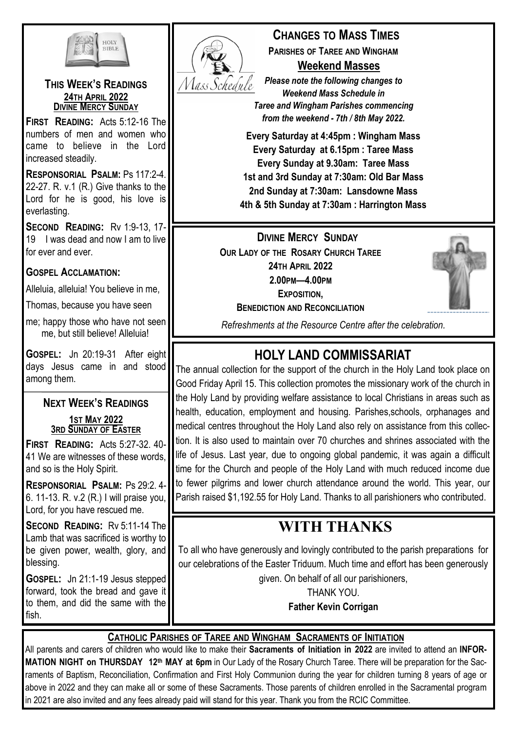### THIS WEEK'S READINGS

**24TH APRIL 2022**
**DIVINE MERCY SUNDAY**

**FIRST READING:** Acts 5:12-16 The numbers of men and women who came to believe in the Lord increased steadily.

**RESPONSORIAL PSALM:** Ps 117:2-4. 22-27. R. v.1 (R.) Give thanks to the Lord for he is good, his love is everlasting.

**SECOND READING:** Rv 1:9-13, 17-19 I was dead and now I am to live for ever and ever.

**GOSPEL ACCLAMATION:**

Alleluia, alleluia! You believe in me, Thomas, because you have seen me; happy those who have not seen me, but still believe! Alleluia!

**GOSPEL:** Jn 20:19-31 After eight days Jesus came in and stood among them.

### NEXT WEEK'S READINGS

**1ST MAY 2022**
**3RD SUNDAY OF EASTER**

**FIRST READING:** Acts 5:27-32. 40-41 We are witnesses of these words, and so is the Holy Spirit.

**RESPONSORIAL PSALM:** Ps 29:2. 4-6. 11-13. R. v.2 (R.) I will praise you, Lord, for you have rescued me.

**SECOND READING:** Rv 5:11-14 The Lamb that was sacrificed is worthy to be given power, wealth, glory, and blessing.

**GOSPEL:** Jn 21:1-19 Jesus stepped forward, took the bread and gave it to them, and did the same with the fish.

## CHANGES TO MASS TIMES

**PARISHES OF TAREE AND WINGHAM**

**Weekend Masses**

***Please note the following changes to Weekend Mass Schedule in Taree and Wingham Parishes commencing from the weekend - 7th / 8th May 2022.***

**Every Saturday at 4:45pm : Wingham Mass**
**Every Saturday at 6.15pm : Taree Mass**
**Every Sunday at 9.30am: Taree Mass**
**1st and 3rd Sunday at 7:30am: Old Bar Mass**
**2nd Sunday at 7:30am: Lansdowne Mass**
**4th & 5th Sunday at 7:30am : Harrington Mass**

## DIVINE MERCY SUNDAY

**OUR LADY OF THE ROSARY CHURCH TAREE**
**24TH APRIL 2022**
**2.00PM—4.00PM**
**EXPOSITION,**
**BENEDICTION AND RECONCILIATION**

*Refreshments at the Resource Centre after the celebration.*

## HOLY LAND COMMISSARIAT

The annual collection for the support of the church in the Holy Land took place on Good Friday April 15. This collection promotes the missionary work of the church in the Holy Land by providing welfare assistance to local Christians in areas such as health, education, employment and housing. Parishes,schools, orphanages and medical centres throughout the Holy Land also rely on assistance from this collection. It is also used to maintain over 70 churches and shrines associated with the life of Jesus. Last year, due to ongoing global pandemic, it was again a difficult time for the Church and people of the Holy Land with much reduced income due to fewer pilgrims and lower church attendance around the world. This year, our Parish raised $1,192.55 for Holy Land. Thanks to all parishioners who contributed.

## WITH THANKS

To all who have generously and lovingly contributed to the parish preparations for our celebrations of the Easter Triduum. Much time and effort has been generously given. On behalf of all our parishioners,

THANK YOU.

**Father Kevin Corrigan**

## CATHOLIC PARISHES OF TAREE AND WINGHAM SACRAMENTS OF INITIATION

All parents and carers of children who would like to make their **Sacraments of Initiation in 2022** are invited to attend an **INFORMATION NIGHT on THURSDAY 12th MAY at 6pm** in Our Lady of the Rosary Church Taree. There will be preparation for the Sacraments of Baptism, Reconciliation, Confirmation and First Holy Communion during the year for children turning 8 years of age or above in 2022 and they can make all or some of these Sacraments. Those parents of children enrolled in the Sacramental program in 2021 are also invited and any fees already paid will stand for this year. Thank you from the RCIC Committee.